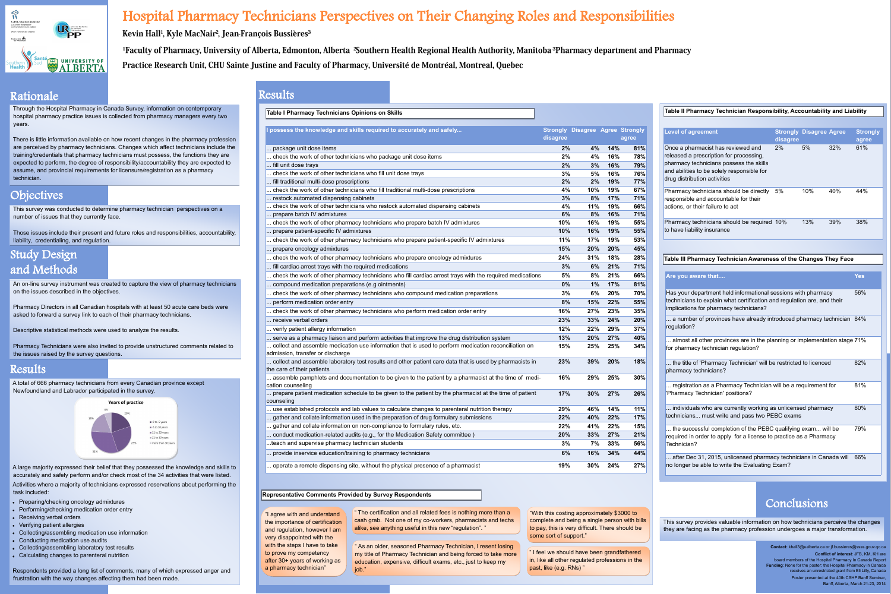# Hospital Pharmacy Technicians Perspectives on Their Changing Roles and Responsibilities

**Kevin Hall[1], Kyle MacNair[2], Jean-François Bussières[3]**

**[1]Faculty of Pharmacy, University of Alberta, Edmonton, Alberta [2]Southern Health Regional Health Authority, Manitoba [3]Pharmacy department and Pharmacy Practice Research Unit, CHU Sainte Justine and Faculty of Pharmacy, Université de Montréal, Montreal, Quebec**

## Rationale

Through the Hospital Pharmacy in Canada Survey, information on contemporary hospital pharmacy practice issues is collected from pharmacy managers every two years.

There is little information available on how recent changes in the pharmacy profession are perceived by pharmacy technicians. Changes which affect technicians include the training/credentials that pharmacy technicians must possess, the functions they are expected to perform, the degree of responsibility/accountability they are expected to assume, and provincial requirements for licensure/registration as a pharmacy technician.

## Objectives

This survey was conducted to determine pharmacy technician perspectives on a number of issues that they currently face.

Those issues include their present and future roles and responsibilities, accountability, liability, credentialing, and regulation.

## Study Design and Methods

An on-line survey instrument was created to capture the view of pharmacy technicians on the issues described in the objectives.

Pharmacy Directors in all Canadian hospitals with at least 50 acute care beds were asked to forward a survey link to each of their pharmacy technicians.

Descriptive statistical methods were used to analyze the results.

Pharmacy Technicians were also invited to provide unstructured comments related to the issues raised by the survey questions.

## Results

A total of 666 pharmacy technicians from every Canadian province except Newfoundland and Labrador participated in the survey.

**Years of practice**

- 0 to 5 years: 20%
- 6 to 10 years: 23%
- 11 to 20 years: 31%
- 21 to 30 years: 18%
- more than 30 years: 8%

A large majority expressed their belief that they possessed the knowledge and skills to accurately and safely perform and/or check most of the 34 activities that were listed.

Activities where a majority of technicians expressed reservations about performing the task included:

- Preparing/checking oncology admixtures
- Performing/checking medication order entry
- Receiving verbal orders
- Verifying patient allergies
- Collecting/assembling medication use information
- Conducting medication use audits
- Collecting/assembling laboratory test results
- Calculating changes to parenteral nutrition

Respondents provided a long list of comments, many of which expressed anger and frustration with the way changes affecting them had been made.

## Results

**Table I Pharmacy Technicians Opinions on Skills**

| I possess the knowledge and skills required to accurately and safely... | Strongly disagree | Disagree | Agree | Strongly agree |
|---|---|---|---|---|
| ... package unit dose items | 2% | 4% | 14% | 81% |
| ... check the work of other technicians who package unit dose items | 2% | 4% | 16% | 78% |
| ... fill unit dose trays | 2% | 3% | 16% | 79% |
| ... check the work of other technicians who fill unit dose trays | 3% | 5% | 16% | 76% |
| ... fill traditional multi-dose prescriptions | 2% | 2% | 19% | 77% |
| ... check the work of other technicians who fill traditional multi-dose prescriptions | 4% | 10% | 19% | 67% |
| ... restock automated dispensing cabinets | 3% | 8% | 17% | 71% |
| ... check the work of other technicians who restock automated dispensing cabinets | 4% | 11% | 19% | 66% |
| ... prepare batch IV admixtures | 6% | 8% | 16% | 71% |
| ... check the work of other pharmacy technicians who prepare batch IV admixtures | 10% | 16% | 19% | 55% |
| ... prepare patient-specific IV admixtures | 10% | 16% | 19% | 55% |
| ... check the work of other pharmacy technicians who prepare patient-specific IV admixtures | 11% | 17% | 19% | 53% |
| ... prepare oncology admixtures | 15% | 20% | 20% | 45% |
| ... check the work of other pharmacy technicians who prepare oncology admixtures | 24% | 31% | 18% | 28% |
| ... fill cardiac arrest trays with the required medications | 3% | 6% | 21% | 71% |
| ... check the work of other pharmacy technicians who fill cardiac arrest trays with the required medications | 5% | 8% | 21% | 66% |
| ... compound medication preparations (e.g ointments) | 0% | 1% | 17% | 81% |
| ... check the work of other pharmacy technicians who compound medication preparations | 3% | 6% | 20% | 70% |
| ... perform medication order entry | 8% | 15% | 22% | 55% |
| ... check the work of other pharmacy technicians who perform medication order entry | 16% | 27% | 23% | 35% |
| ... receive verbal orders | 23% | 33% | 24% | 20% |
| ... verify patient allergy information | 12% | 22% | 29% | 37% |
| ... serve as a pharmacy liaison and perform activities that improve the drug distribution system | 13% | 20% | 27% | 40% |
| ... collect and assemble medication use information that is used to perform medication reconciliation on admission, transfer or discharge | 15% | 25% | 25% | 34% |
| ... collect and assemble laboratory test results and other patient care data that is used by pharmacists in the care of their patients | 23% | 39% | 20% | 18% |
| ... assemble pamphlets and documentation to be given to the patient by a pharmacist at the time of medication counseling | 16% | 29% | 25% | 30% |
| ... prepare patient medication schedule to be given to the patient by the pharmacist at the time of patient counseling | 17% | 30% | 27% | 26% |
| ... use established protocols and lab values to calculate changes to parenteral nutrition therapy | 29% | 46% | 14% | 11% |
| ... gather and collate information used in the preparation of drug formulary submissions | 22% | 40% | 22% | 17% |
| ... gather and collate information on non-compliance to formulary rules, etc. | 22% | 41% | 22% | 15% |
| ... conduct medication-related audits (e.g., for the Medication Safety committee ) | 20% | 33% | 27% | 21% |
| ...teach and supervise pharmacy technician students | 3% | 7% | 33% | 56% |
| ... provide inservice education/training to pharmacy technicians | 6% | 16% | 34% | 44% |
| ... operate a remote dispensing site, without the physical presence of a pharmacist | 19% | 30% | 24% | 27% |

**Representative Comments Provided by Survey Respondents**

"I agree with and understand the importance of certification and regulation, however I am very disappointed with the with the steps I have to take to prove my competency after 30+ years of working as a pharmacy technician"

" The certification and all related fees is nothing more than a cash grab. Not one of my co-workers, pharmacists and techs alike, see anything useful in this new "regulation". "

" As an older, seasoned Pharmacy Technician, I resent losing my title of Pharmacy Technician and being forced to take more education, expensive, difficult exams, etc., just to keep my job."

"With this costing approximately $3000 to complete and being a single person with bills to pay, this is very difficult. There should be some sort of support."

" I feel we should have been grandfathered in, like all other regulated professions in the past, like (e.g. RNs) "

**Table II Pharmacy Technician Responsibility, Accountability and Liability**

| Level of agreement | Strongly disagree | Disagree | Agree | Strongly agree |
|---|---|---|---|---|
| Once a pharmacist has reviewed and released a prescription for processing, pharmacy technicians possess the skills and abilities to be solely responsible for drug distribution activities | 2% | 5% | 32% | 61% |
| Pharmacy technicians should be directly responsible and accountable for their actions, or their failure to act | 5% | 10% | 40% | 44% |
| Pharmacy technicians should be required to have liability insurance | 10% | 13% | 39% | 38% |

**Table III Pharmacy Technician Awareness of the Changes They Face**

| Are you aware that.... | Yes |
|---|---|
| Has your department held informational sessions with pharmacy technicians to explain what certification and regulation are, and their implications for pharmacy technicians? | 56% |
| ... a number of provinces have already introduced pharmacy technician regulation? | 84% |
| ... almost all other provinces are in the planning or implementation stage for pharmacy technician regulation? | 71% |
| ... the title of 'Pharmacy Technician' will be restricted to licenced pharmacy technicians? | 82% |
| ... registration as a Pharmacy Technician will be a requirement for 'Pharmacy Technician' positions? | 81% |
| ... individuals who are currently working as unlicensed pharmacy technicians... must write and pass two PEBC exams | 80% |
| ... the successful completion of the PEBC qualifying exam... will be required in order to apply for a license to practice as a Pharmacy Technician? | 79% |
| ... after Dec 31, 2015, unlicensed pharmacy technicians in Canada will no longer be able to write the Evaluating Exam? | 66% |

## Conclusions

This survey provides valuable information on how technicians perceive the changes they are facing as the pharmacy profession undergoes a major transformation.

**Contact:** khall3@ualberta.ca or jf.bussieres@ssss.gouv.qc.ca

**Conflict of interest**: JFB, KM, KH are board members of the Hospital Pharmacy In Canada Report

**Funding**: None for the poster: the Hospital Pharmacy in Canada receives an unrestricted grant from Eli Lilly, Canada

Poster presented at the 40th CSHP Banff Seminar, Banff, Alberta, March 21-23, 2014